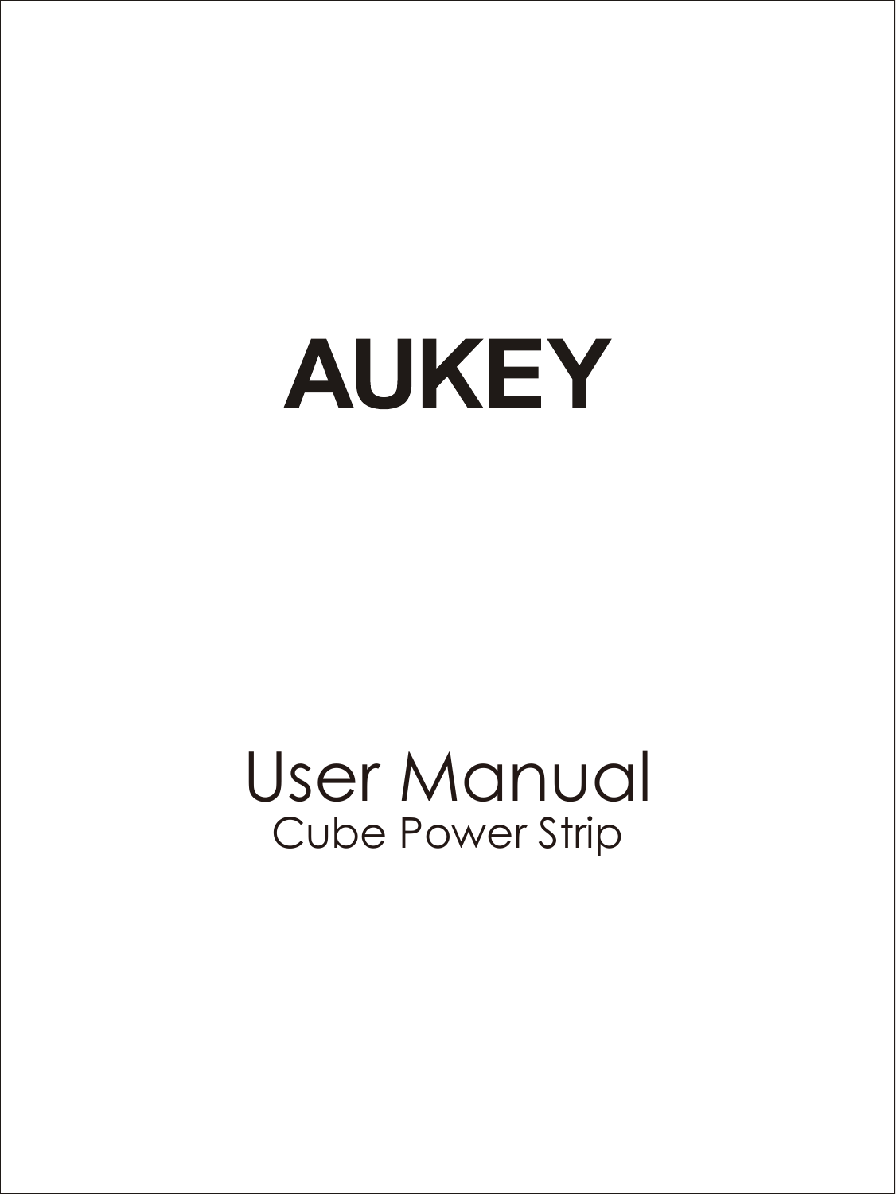# AUKEY

## User Manual

Cube Power Strip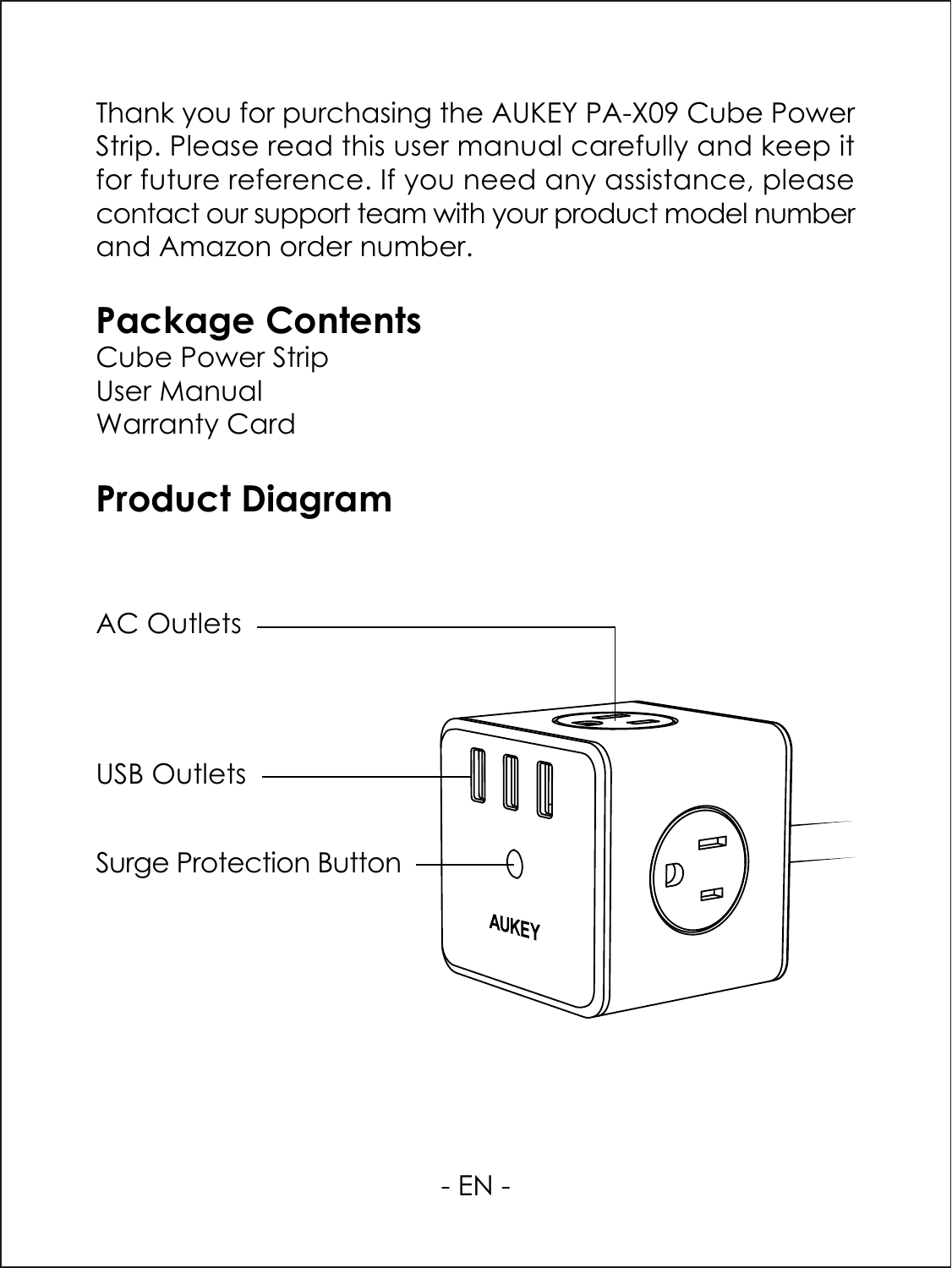Thank you for purchasing the AUKEY PA-X09 Cube Power Strip. Please read this user manual carefully and keep it for future reference. If you need any assistance, please contact our support team with your product model number and Amazon order number.

## Package Contents

Cube Power Strip
User Manual
Warranty Card

## Product Diagram

AC Outlets

USB Outlets

Surge Protection Button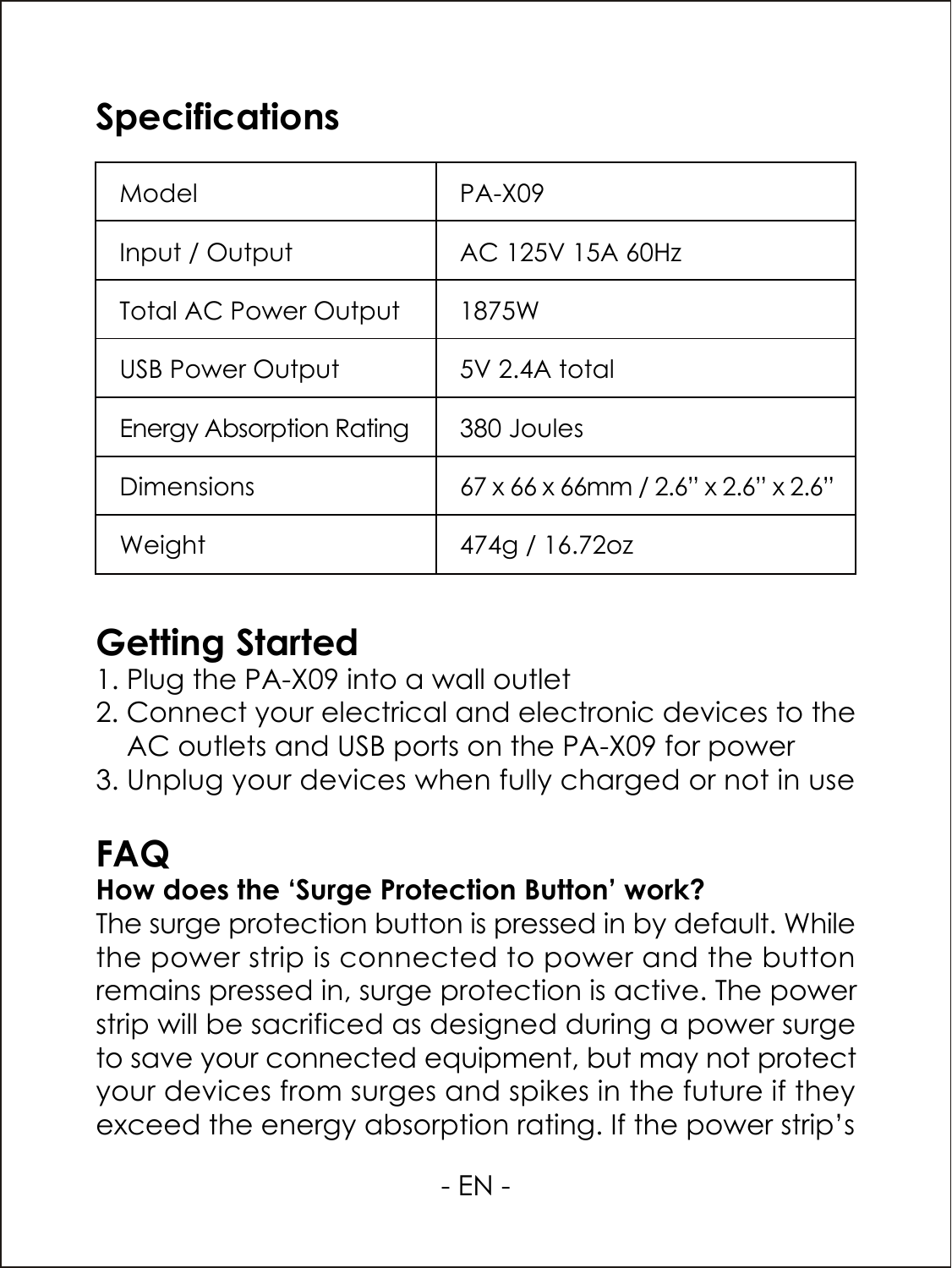## Specifications

| Model | PA-X09 |
|---|---|
| Input / Output | AC 125V 15A 60Hz |
| Total AC Power Output | 1875W |
| USB Power Output | 5V 2.4A total |
| Energy Absorption Rating | 380 Joules |
| Dimensions | 67 x 66 x 66mm / 2.6” x 2.6” x 2.6” |
| Weight | 474g / 16.72oz |

## Getting Started

1. Plug the PA-X09 into a wall outlet
2. Connect your electrical and electronic devices to the AC outlets and USB ports on the PA-X09 for power
3. Unplug your devices when fully charged or not in use

## FAQ

**How does the ‘Surge Protection Button’ work?**

The surge protection button is pressed in by default. While the power strip is connected to power and the button remains pressed in, surge protection is active. The power strip will be sacrificed as designed during a power surge to save your connected equipment, but may not protect your devices from surges and spikes in the future if they exceed the energy absorption rating. If the power strip’s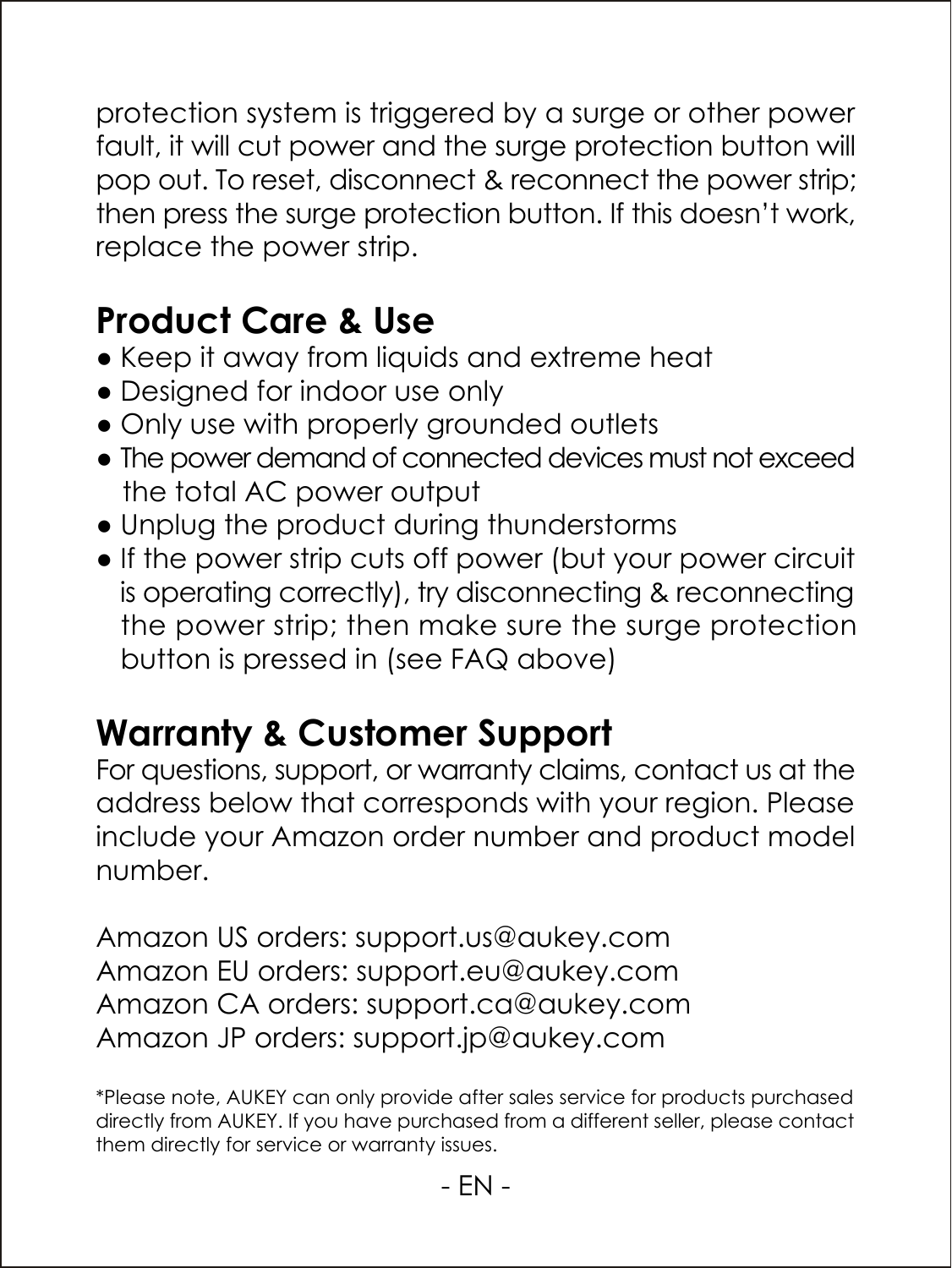protection system is triggered by a surge or other power fault, it will cut power and the surge protection button will pop out. To reset, disconnect & reconnect the power strip; then press the surge protection button. If this doesn't work, replace the power strip.

## Product Care & Use

- Keep it away from liquids and extreme heat
- Designed for indoor use only
- Only use with properly grounded outlets
- The power demand of connected devices must not exceed the total AC power output
- Unplug the product during thunderstorms
- If the power strip cuts off power (but your power circuit is operating correctly), try disconnecting & reconnecting the power strip; then make sure the surge protection button is pressed in (see FAQ above)

## Warranty & Customer Support

For questions, support, or warranty claims, contact us at the address below that corresponds with your region. Please include your Amazon order number and product model number.

Amazon US orders: support.us@aukey.com
Amazon EU orders: support.eu@aukey.com
Amazon CA orders: support.ca@aukey.com
Amazon JP orders: support.jp@aukey.com

*Please note, AUKEY can only provide after sales service for products purchased directly from AUKEY. If you have purchased from a different seller, please contact them directly for service or warranty issues.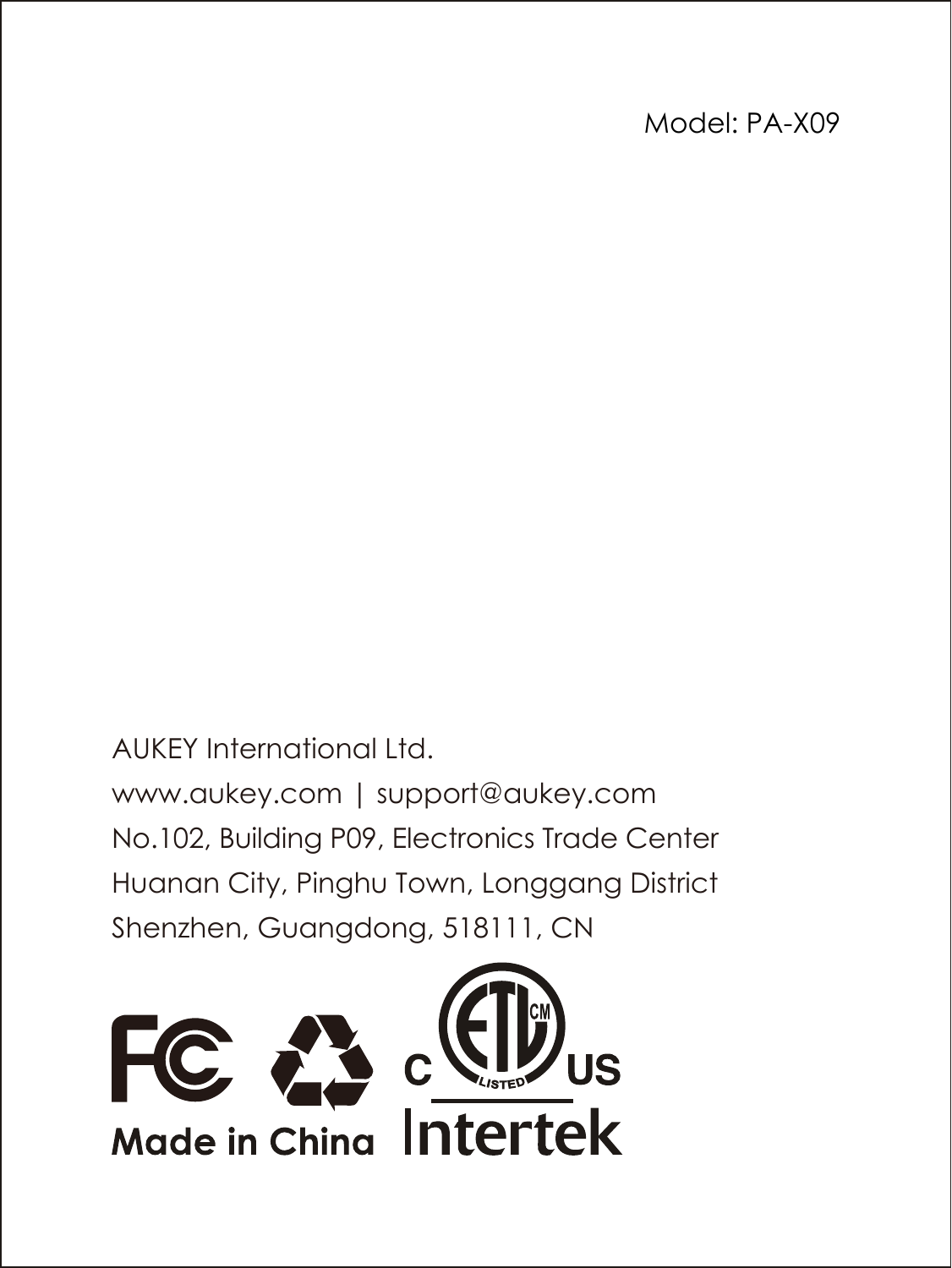Model: PA-X09

AUKEY International Ltd.
www.aukey.com | support@aukey.com
No.102, Building P09, Electronics Trade Center
Huanan City, Pinghu Town, Longgang District
Shenzhen, Guangdong, 518111, CN

Made in China

C ETL CM LISTED US
Intertek